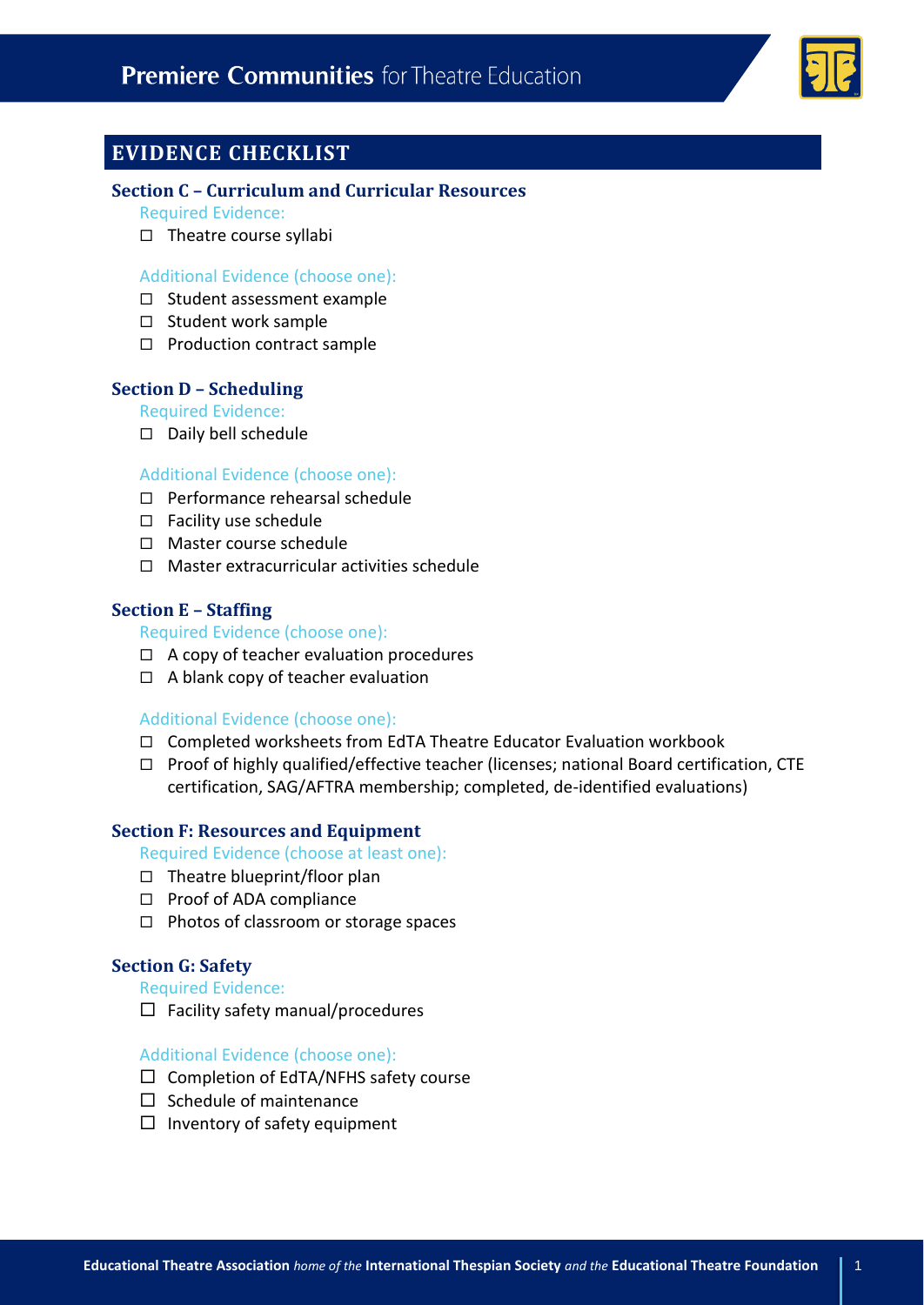# EVIDENCE CHECKLIST

### Section C – Curriculum and Curricular Resources

Required Evidence:

- ☐ Theatre course syllabi

Additional Evidence (choose one):

- ☐ Student assessment example
- ☐ Student work sample
- ☐ Production contract sample

### Section D – Scheduling

Required Evidence:

- ☐ Daily bell schedule

Additional Evidence (choose one):

- ☐ Performance rehearsal schedule
- ☐ Facility use schedule
- ☐ Master course schedule
- ☐ Master extracurricular activities schedule

### Section E – Staffing

Required Evidence (choose one):

- ☐ A copy of teacher evaluation procedures
- ☐ A blank copy of teacher evaluation

Additional Evidence (choose one):

- ☐ Completed worksheets from EdTA Theatre Educator Evaluation workbook
- ☐ Proof of highly qualified/effective teacher (licenses; national Board certification, CTE certification, SAG/AFTRA membership; completed, de-identified evaluations)

### Section F: Resources and Equipment

Required Evidence (choose at least one):

- ☐ Theatre blueprint/floor plan
- ☐ Proof of ADA compliance
- ☐ Photos of classroom or storage spaces

### Section G: Safety

Required Evidence:

- ☐ Facility safety manual/procedures

Additional Evidence (choose one):

- ☐ Completion of EdTA/NFHS safety course
- ☐ Schedule of maintenance
- ☐ Inventory of safety equipment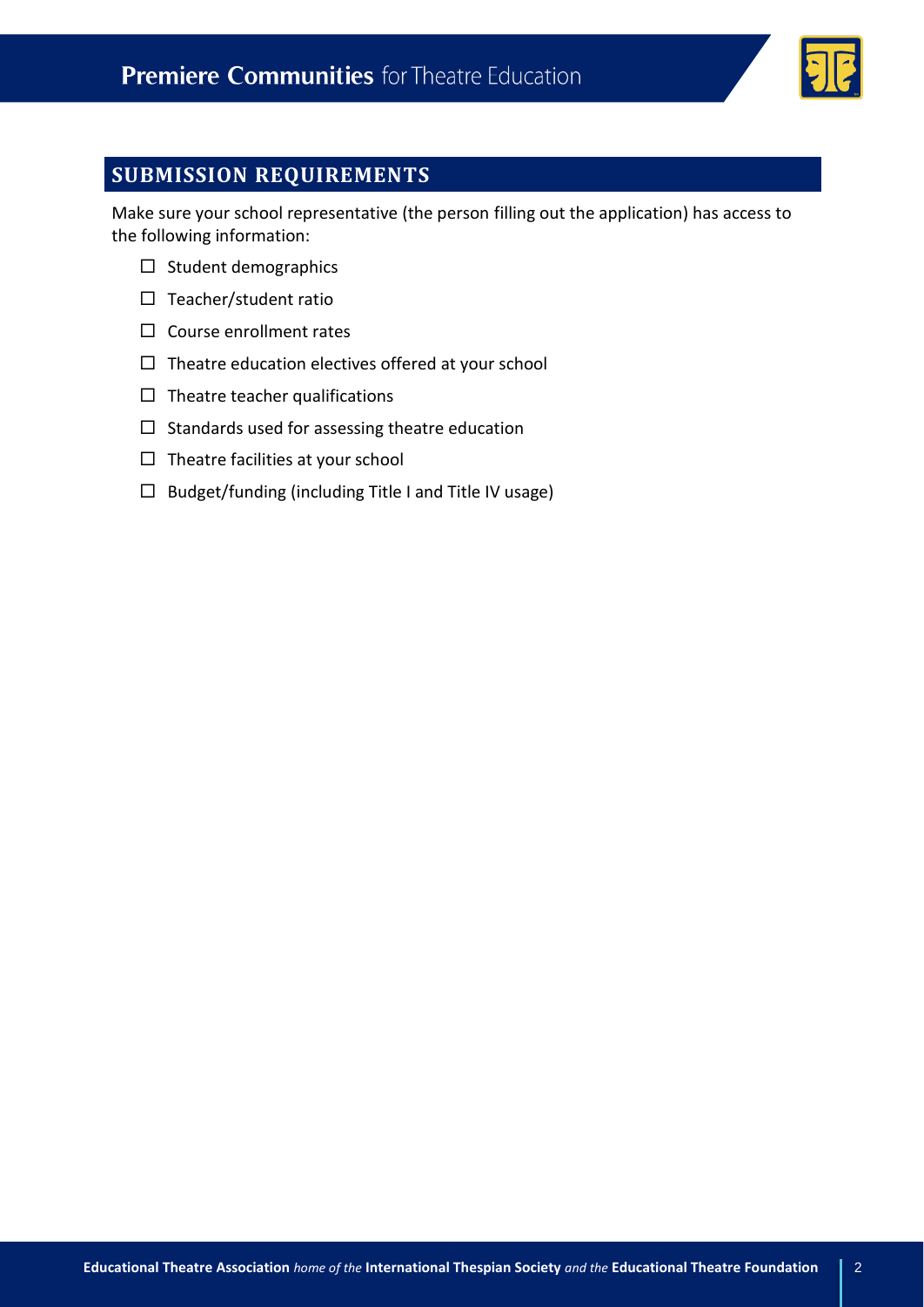## SUBMISSION REQUIREMENTS

Make sure your school representative (the person filling out the application) has access to the following information:

- ☐ Student demographics
- ☐ Teacher/student ratio
- ☐ Course enrollment rates
- ☐ Theatre education electives offered at your school
- ☐ Theatre teacher qualifications
- ☐ Standards used for assessing theatre education
- ☐ Theatre facilities at your school
- ☐ Budget/funding (including Title I and Title IV usage)